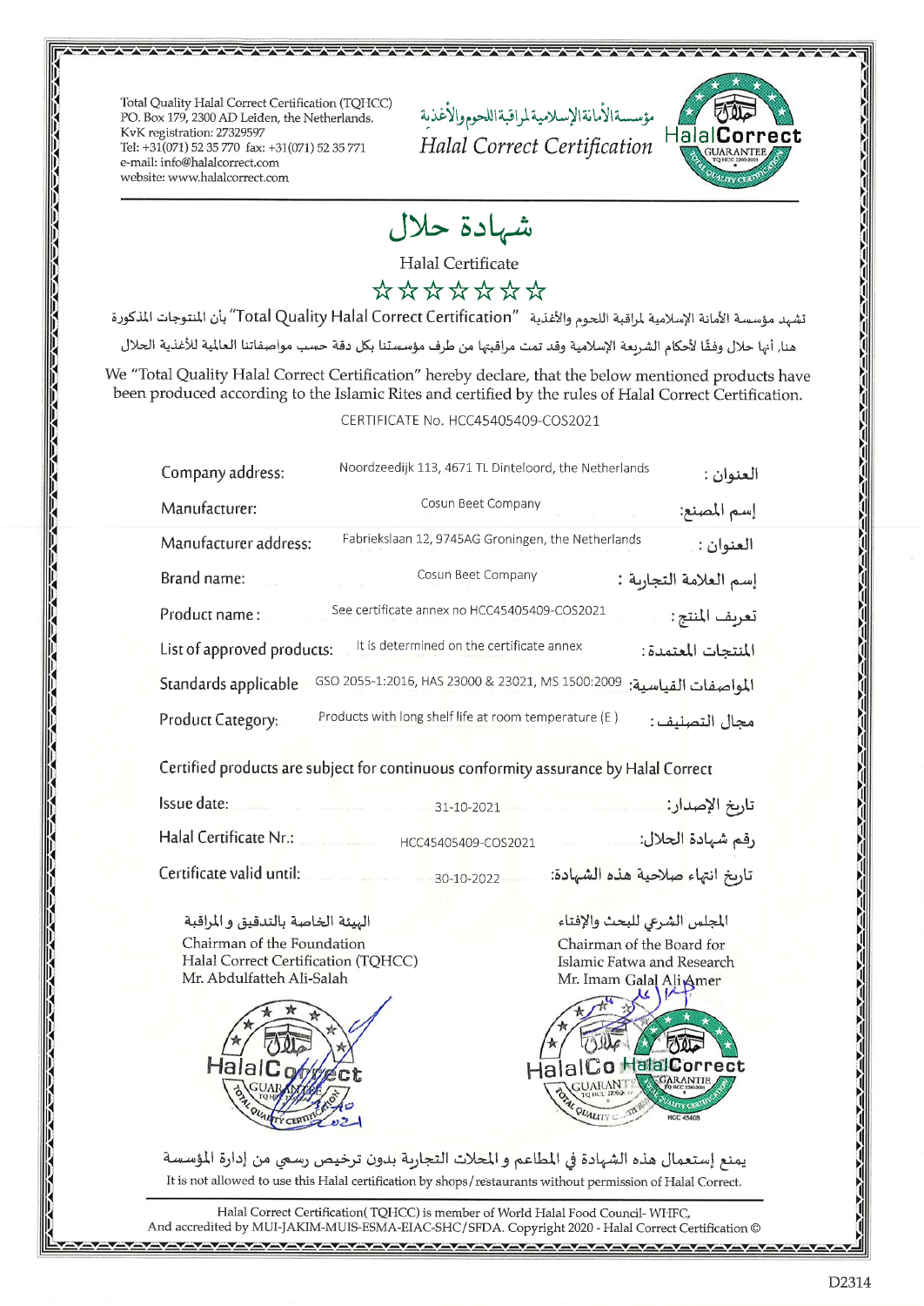Total Quality Halal Correct Certification (TQHCC)
P.O. Box 179, 2300 AD Leiden, the Netherlands.
KvK registration: 27329597
Tel: +31(071) 52 35 770 fax: +31(071) 52 35 771
e-mail: info@halalcorrect.com
website: www.halalcorrect.com

مؤسسة الأمانة الإسلامية لمراقبة اللحوم والأغذية
*Halal Correct Certification*

HalalCorrect GUARANTEE TQ HCC 2200:2001 TOTAL QUALITY CERTIFICATION

# شهادة حلال

## Halal Certificate

☆☆☆☆☆☆☆☆

تشهد مؤسسة الأمانة الإسلامية لمراقبة اللحوم والأغذية "Total Quality Halal Correct Certification" بأن المنتوجات المذكورة هنا، أنها حلال وفقًا لأحكام الشريعة الإسلامية وقد تمت مراقبتها من طرف مؤسستنا بكل دقة حسب مواصفاتنا العالمية للأغذية الحلال

We "Total Quality Halal Correct Certification" hereby declare, that the below mentioned products have been produced according to the Islamic Rites and certified by the rules of Halal Correct Certification.

CERTIFICATE No. HCC45405409-COS2021

| | | |
|---|---|---|
| Company address: | Noordzeedijk 113, 4671 TL Dinteloord, the Netherlands | العنوان : |
| Manufacturer: | Cosun Beet Company | إسم المصنع: |
| Manufacturer address: | Fabriekslaan 12, 9745AG Groningen, the Netherlands | العنوان : |
| Brand name: | Cosun Beet Company | إسم العلامة التجارية : |
| Product name : | See certificate annex no HCC45405409-COS2021 | تعريف المنتج : |
| List of approved products: | It is determined on the certificate annex | المنتجات المعتمدة : |
| Standards applicable | GSO 2055-1:2016, HAS 23000 & 23021, MS 1500:2009 | المواصفات القياسية: |
| Product Category: | Products with long shelf life at room temperature (E ) | مجال التصنيف : |

Certified products are subject for continuous conformity assurance by Halal Correct

| | | |
|---|---|---|
| Issue date: | 31-10-2021 | تاريخ الإصدار: |
| Halal Certificate Nr.: | HCC45405409-COS2021 | رقم شهادة الحلال: |
| Certificate valid until: | 30-10-2022 | تاريخ انتهاء صلاحية هذه الشهادة: |

الهيئة الخاصة بالتدقيق و المراقبة
Chairman of the Foundation
Halal Correct Certification (TQHCC)
Mr. Abdulfatteh Ali-Salah

المجلس الشرعي للبحث والإفتاء
Chairman of the Board for
Islamic Fatwa and Research
Mr. Imam Galal Ali Amer

يمنع إستعمال هذه الشهادة في المطاعم و المحلات التجارية بدون ترخيص رسمي من إدارة المؤسسة

It is not allowed to use this Halal certification by shops/restaurants without permission of Halal Correct.

Halal Correct Certification( TQHCC) is member of World Halal Food Council- WHFC,
And accredited by MUI-JAKIM-MUIS-ESMA-EIAC-SHC/SFDA. Copyright 2020 - Halal Correct Certification ©

D2314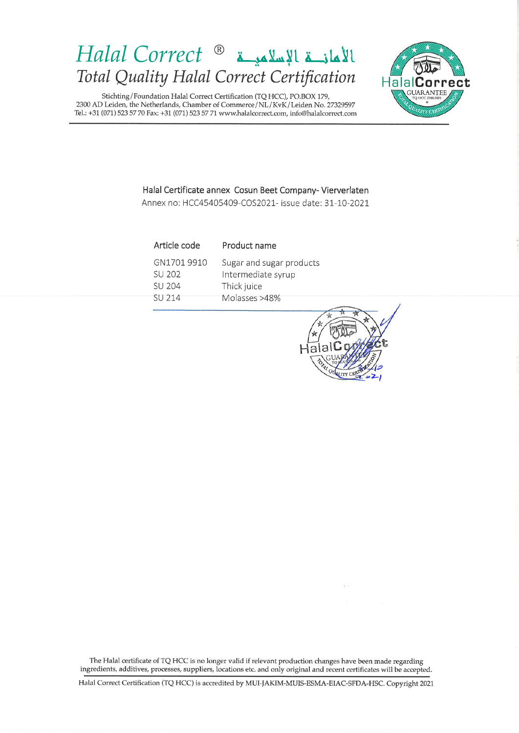# *Halal Correct* ® الأمانـــة الإسلاميـــة

## *Total Quality Halal Correct Certification*

Stichting / Foundation Halal Correct Certification (TQ HCC), PO.BOX 179, 2300 AD Leiden, the Netherlands, Chamber of Commerce / NL / KvK / Leiden No. 27329597 Tel.: +31 (071) 523 57 70 Fax: +31 (071) 523 57 71 www.halalcorrect.com, info@halalcorrect.com

**Halal Certificate annex Cosun Beet Company- Vierverlaten**

Annex no: HCC45405409-COS2021- issue date: 31-10-2021

| Article code | Product name |
|---|---|
| GN1701 9910 | Sugar and sugar products |
| SU 202 | Intermediate syrup |
| SU 204 | Thick juice |
| SU 214 | Molasses >48% |

The Halal certificate of TQ HCC is no longer valid if relevant production changes have been made regarding ingredients, additives, processes, suppliers, locations etc. and only original and recent certificates will be accepted.

Halal Correct Certification (TQ HCC) is accredited by MUI-JAKIM-MUIS-ESMA-EIAC-SFDA-HSC. Copyright 2021